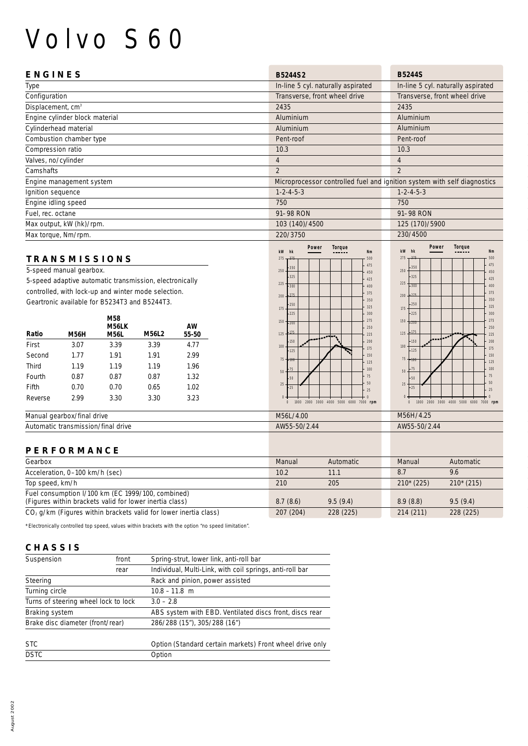# Volvo S60

## ENGINES

| | B5244S2 | B5244S |
|---|---|---|
| Type | In-line 5 cyl. naturally aspirated | In-line 5 cyl. naturally aspirated |
| Configuration | Transverse, front wheel drive | Transverse, front wheel drive |
| Displacement, $cm^3$ | 2435 | 2435 |
| Engine cylinder block material | Aluminium | Aluminium |
| Cylinderhead material | Aluminium | Aluminium |
| Combustion chamber type | Pent-roof | Pent-roof |
| Compression ratio | 10.3 | 10.3 |
| Valves, no/cylinder | 4 | 4 |
| Camshafts | 2 | 2 |
| Engine management system | Microprocessor controlled fuel and ignition system with self diagnostics | |
| Ignition sequence | 1-2-4-5-3 | 1-2-4-5-3 |
| Engine idling speed | 750 | 750 |
| Fuel, rec. octane | 91–98 RON | 91–98 RON |
| Max output, kW (hk)/rpm. | 103 (140)/4500 | 125 (170)/5900 |
| Max torque, Nm/rpm. | 220/3750 | 230/4500 |

## TRANSMISSIONS

5-speed manual gearbox.
5-speed adaptive automatic transmission, electronically controlled, with lock-up and winter mode selection.
Geartronic available for B5234T3 and B5244T3.

| Ratio | M56H | M58 M56LK M56L | M56L2 | AW 55-50 |
|---|---|---|---|---|
| First | 3.07 | 3.39 | 3.39 | 4.77 |
| Second | 1.77 | 1.91 | 1.91 | 2.99 |
| Third | 1.19 | 1.19 | 1.19 | 1.96 |
| Fourth | 0.87 | 0.87 | 0.87 | 1.32 |
| Fifth | 0.70 | 0.70 | 0.65 | 1.02 |
| Reverse | 2.99 | 3.30 | 3.30 | 3.23 |

| | B5244S2 | B5244S |
|---|---|---|
| Manual gearbox/final drive | M56L/4.00 | M56H/4.25 |
| Automatic transmission/final drive | AW55-50/2.44 | AW55-50/2.44 |

## PERFORMANCE

| Gearbox | B5244S2 Manual | B5244S2 Automatic | B5244S Manual | B5244S Automatic |
|---|---|---|---|---|
| Acceleration, 0–100 km/h (sec) | 10.2 | 11.1 | 8.7 | 9.6 |
| Top speed, km/h | 210 | 205 | 210* (225) | 210* (215) |
| Fuel consumption l/100 km (EC 1999/100, combined) (Figures within brackets valid for lower inertia class) | 8.7 (8.6) | 9.5 (9.4) | 8.9 (8.8) | 9.5 (9.4) |
| $CO_2$ g/km (Figures within brackets valid for lower inertia class) | 207 (204) | 228 (225) | 214 (211) | 228 (225) |

*Electronically controlled top speed, values within brackets with the option "no speed limitation".

## CHASSIS

| | | |
|---|---|---|
| Suspension | front | Spring-strut, lower link, anti-roll bar |
| | rear | Individual, Multi-Link, with coil springs, anti-roll bar |
| Steering | | Rack and pinion, power assisted |
| Turning circle | | 10.8 – 11.8 m |
| Turns of steering wheel lock to lock | | 3.0 – 2.8 |
| Braking system | | ABS system with EBD. Ventilated discs front, discs rear |
| Brake disc diameter (front/rear) | | 286/288 (15"), 305/288 (16") |
| STC | | Option (Standard certain markets) Front wheel drive only |
| DSTC | | Option |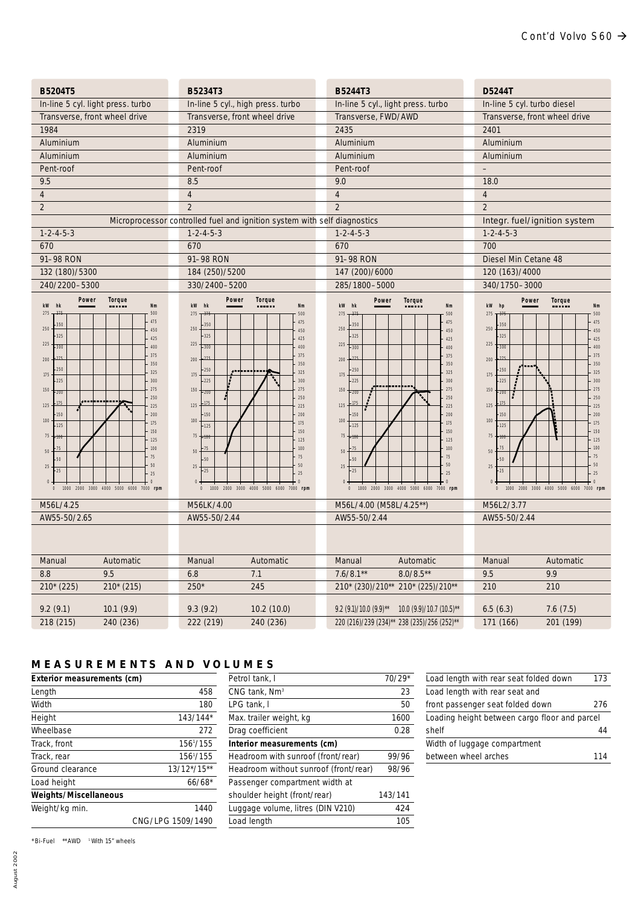Cont'd Volvo S60 →

| B5204T5 | | B5234T3 | | B5244T3 | | D5244T | |
|---|---|---|---|---|---|---|---|
| In-line 5 cyl. light press. turbo | | In-line 5 cyl., high press. turbo | | In-line 5 cyl., light press. turbo | | In-line 5 cyl. turbo diesel | |
| Transverse, front wheel drive | | Transverse, front wheel drive | | Transverse, FWD/AWD | | Transverse, front wheel drive | |
| 1984 | | 2319 | | 2435 | | 2401 | |
| Aluminium | | Aluminium | | Aluminium | | Aluminium | |
| Aluminium | | Aluminium | | Aluminium | | Aluminium | |
| Pent-roof | | Pent-roof | | Pent-roof | | – | |
| 9.5 | | 8.5 | | 9.0 | | 18.0 | |
| 4 | | 4 | | 4 | | 4 | |
| 2 | | 2 | | 2 | | 2 | |
| Microprocessor controlled fuel and ignition system with self diagnostics | | | | | | Integr. fuel/ignition system | |
| 1-2-4-5-3 | | 1-2-4-5-3 | | 1-2-4-5-3 | | 1-2-4-5-3 | |
| 670 | | 670 | | 670 | | 700 | |
| 91–98 RON | | 91–98 RON | | 91–98 RON | | Diesel Min Cetane 48 | |
| 132 (180)/5300 | | 184 (250)/5200 | | 147 (200)/6000 | | 120 (163)/4000 | |
| 240/2200–5300 | | 330/2400–5200 | | 285/1800–5000 | | 340/1750–3000 | |
| M56L/4.25 | | M56LK/4.00 | | M56L/4.00 (M58L/4.25**) | | M56L2/3.77 | |
| AW55-50/2.65 | | AW55-50/2.44 | | AW55-50/2.44 | | AW55-50/2.44 | |
| Manual | Automatic | Manual | Automatic | Manual | Automatic | Manual | Automatic |
| 8.8 | 9.5 | 6.8 | 7.1 | 7.6/8.1** | 8.0/8.5** | 9.5 | 9.9 |
| 210* (225) | 210* (215) | 250* | 245 | 210* (230)/210** | 210* (225)/210** | 210 | 210 |
| 9.2 (9.1) | 10.1 (9.9) | 9.3 (9.2) | 10.2 (10.0) | 9.2 (9.1)/10.0 (9.9)** | 10.0 (9.9)/10.7 (10.5)** | 6.5 (6.3) | 7.6 (7.5) |
| 218 (215) | 240 (236) | 222 (219) | 240 (236) | 220 (216)/239 (234)** | 238 (235)/256 (252)** | 171 (166) | 201 (199) |

## MEASUREMENTS AND VOLUMES

| Exterior measurements (cm) | |
|---|---|
| Length | 458 |
| Width | 180 |
| Height | 143/144* |
| Wheelbase | 272 |
| Track, front | 156[1]/155 |
| Track, rear | 156[1]/155 |
| Ground clearance | 13/12*/15** |
| Load height | 66/68* |
| **Weights/Miscellaneous** | |
| Weight/kg min. | 1440 |
| | CNG/LPG 1509/1490 |

| | |
|---|---|
| Petrol tank, l | 70/29* |
| CNG tank, Nm³ | 23 |
| LPG tank, l | 50 |
| Max. trailer weight, kg | 1600 |
| Drag coefficient | 0.28 |
| **Interior measurements (cm)** | |
| Headroom with sunroof (front/rear) | 99/96 |
| Headroom without sunroof (front/rear) | 98/96 |
| Passenger compartment width at shoulder height (front/rear) | 143/141 |
| Luggage volume, litres (DIN V210) | 424 |
| Load length | 105 |

| | |
|---|---|
| Load length with rear seat folded down | 173 |
| Load length with rear seat and front passenger seat folded down | 276 |
| Loading height between cargo floor and parcel shelf | 44 |
| Width of luggage compartment between wheel arches | 114 |

*Bi-Fuel **AWD [1] With 15" wheels

August 2002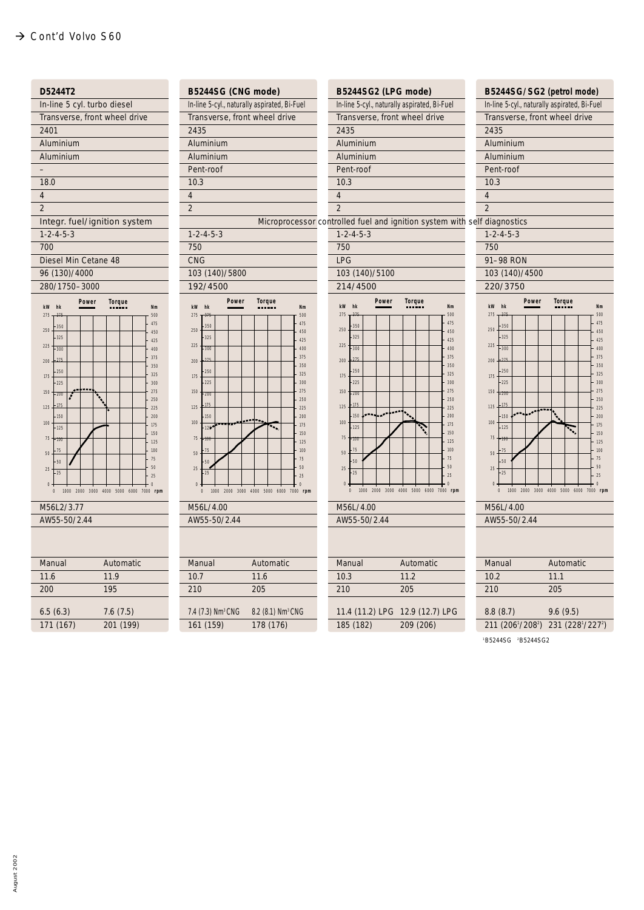→ Cont'd Volvo S60

| D5244T2 | | B5244SG (CNG mode) | | B5244SG2 (LPG mode) | | B5244SG/SG2 (petrol mode) | |
|---|---|---|---|---|---|---|---|
| In-line 5 cyl. turbo diesel | | In-line 5-cyl., naturally aspirated, Bi-Fuel | | In-line 5-cyl., naturally aspirated, Bi-Fuel | | In-line 5-cyl., naturally aspirated, Bi-Fuel | |
| Transverse, front wheel drive | | Transverse, front wheel drive | | Transverse, front wheel drive | | Transverse, front wheel drive | |
| 2401 | | 2435 | | 2435 | | 2435 | |
| Aluminium | | Aluminium | | Aluminium | | Aluminium | |
| Aluminium | | Aluminium | | Aluminium | | Aluminium | |
| – | | Pent-roof | | Pent-roof | | Pent-roof | |
| 18.0 | | 10.3 | | 10.3 | | 10.3 | |
| 4 | | 4 | | 4 | | 4 | |
| 2 | | 2 | | 2 | | 2 | |
| Integr. fuel/ignition system | | Microprocessor controlled fuel and ignition system with self diagnostics | | | | | |
| 1-2-4-5-3 | | 1-2-4-5-3 | | 1-2-4-5-3 | | 1-2-4-5-3 | |
| 700 | | 750 | | 750 | | 750 | |
| Diesel Min Cetane 48 | | CNG | | LPG | | 91–98 RON | |
| 96 (130)/4000 | | 103 (140)/5800 | | 103 (140)/5100 | | 103 (140)/4500 | |
| 280/1750–3000 | | 192/4500 | | 214/4500 | | 220/3750 | |
| M56L2/3.77 | | M56L/4.00 | | M56L/4.00 | | M56L/4.00 | |
| AW55-50/2.44 | | AW55-50/2.44 | | AW55-50/2.44 | | AW55-50/2.44 | |
| Manual | Automatic | Manual | Automatic | Manual | Automatic | Manual | Automatic |
| 11.6 | 11.9 | 10.7 | 11.6 | 10.3 | 11.2 | 10.2 | 11.1 |
| 200 | 195 | 210 | 205 | 210 | 205 | 210 | 205 |
| 6.5 (6.3) | 7.6 (7.5) | 7.4 (7.3) Nm³ CNG | 8.2 (8.1) Nm³ CNG | 11.4 (11.2) LPG | 12.9 (12.7) LPG | 8.8 (8.7) | 9.6 (9.5) |
| 171 (167) | 201 (199) | 161 (159) | 178 (176) | 185 (182) | 209 (206) | 211 (206[1]/208[2]) | 231 (228[1]/227[2]) |

Power curve charts (each engine):
kW hk Power Torque Nm
kW: 0 25 50 75 100 125 150 175 200 225 250 275
hk: 25 50 75 100 125 150 175 200 225 250 275 300 325 350 375
Nm: 0 25 50 75 100 125 150 175 200 225 250 275 300 325 350 375 400 425 450 475 500
rpm: 0 1000 2000 3000 4000 5000 6000 7000

[1]B5244SG [2]B5244SG2

August 2002